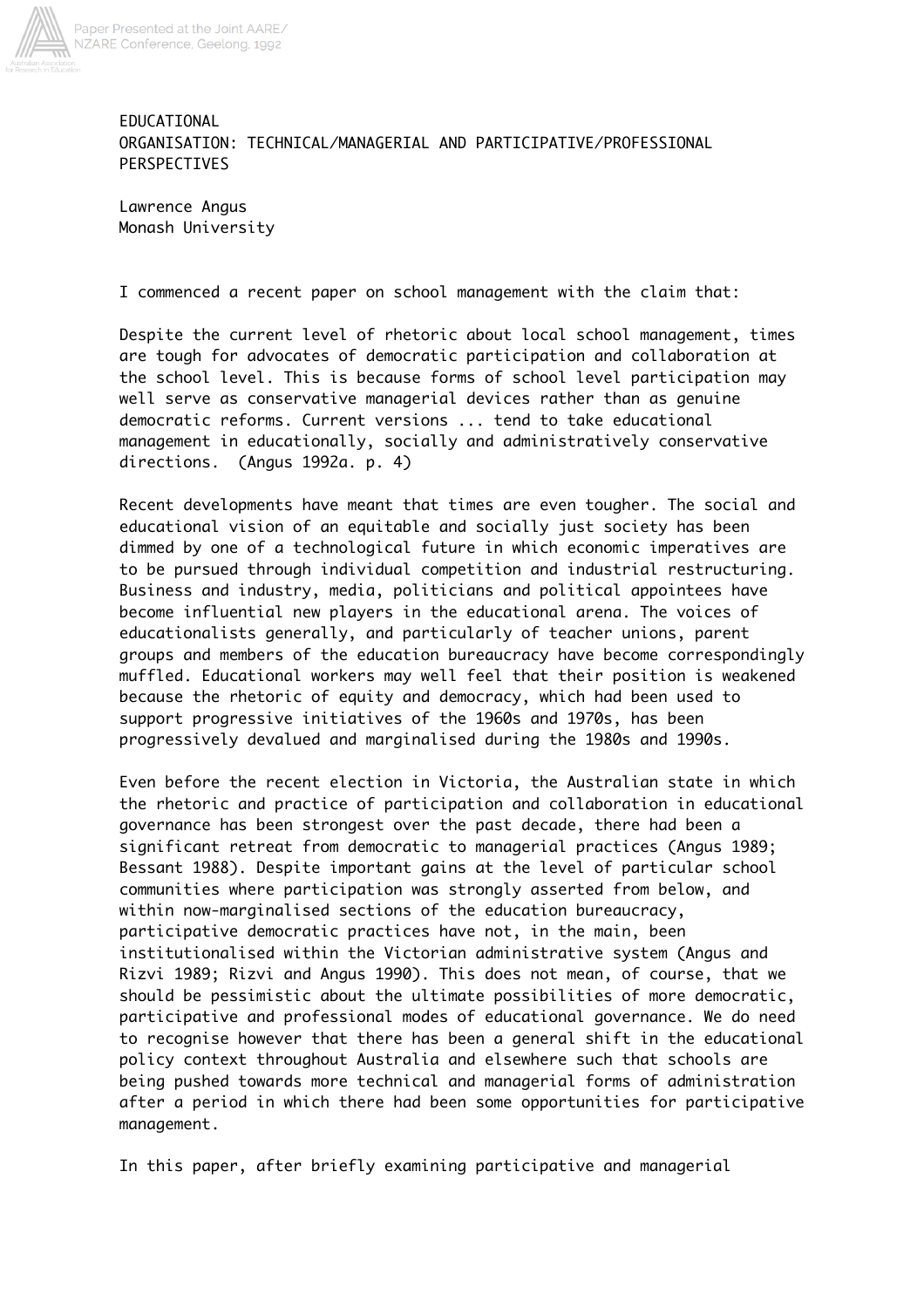# EDUCATIONAL ORGANISATION: TECHNICAL/MANAGERIAL AND PARTICIPATIVE/PROFESSIONAL PERSPECTIVES

Lawrence Angus
Monash University

I commenced a recent paper on school management with the claim that:

> Despite the current level of rhetoric about local school management, times are tough for advocates of democratic participation and collaboration at the school level. This is because forms of school level participation may well serve as conservative managerial devices rather than as genuine democratic reforms. Current versions ... tend to take educational management in educationally, socially and administratively conservative directions. (Angus 1992a. p. 4)

Recent developments have meant that times are even tougher. The social and educational vision of an equitable and socially just society has been dimmed by one of a technological future in which economic imperatives are to be pursued through individual competition and industrial restructuring. Business and industry, media, politicians and political appointees have become influential new players in the educational arena. The voices of educationalists generally, and particularly of teacher unions, parent groups and members of the education bureaucracy have become correspondingly muffled. Educational workers may well feel that their position is weakened because the rhetoric of equity and democracy, which had been used to support progressive initiatives of the 1960s and 1970s, has been progressively devalued and marginalised during the 1980s and 1990s.

Even before the recent election in Victoria, the Australian state in which the rhetoric and practice of participation and collaboration in educational governance has been strongest over the past decade, there had been a significant retreat from democratic to managerial practices (Angus 1989; Bessant 1988). Despite important gains at the level of particular school communities where participation was strongly asserted from below, and within now-marginalised sections of the education bureaucracy, participative democratic practices have not, in the main, been institutionalised within the Victorian administrative system (Angus and Rizvi 1989; Rizvi and Angus 1990). This does not mean, of course, that we should be pessimistic about the ultimate possibilities of more democratic, participative and professional modes of educational governance. We do need to recognise however that there has been a general shift in the educational policy context throughout Australia and elsewhere such that schools are being pushed towards more technical and managerial forms of administration after a period in which there had been some opportunities for participative management.

In this paper, after briefly examining participative and managerial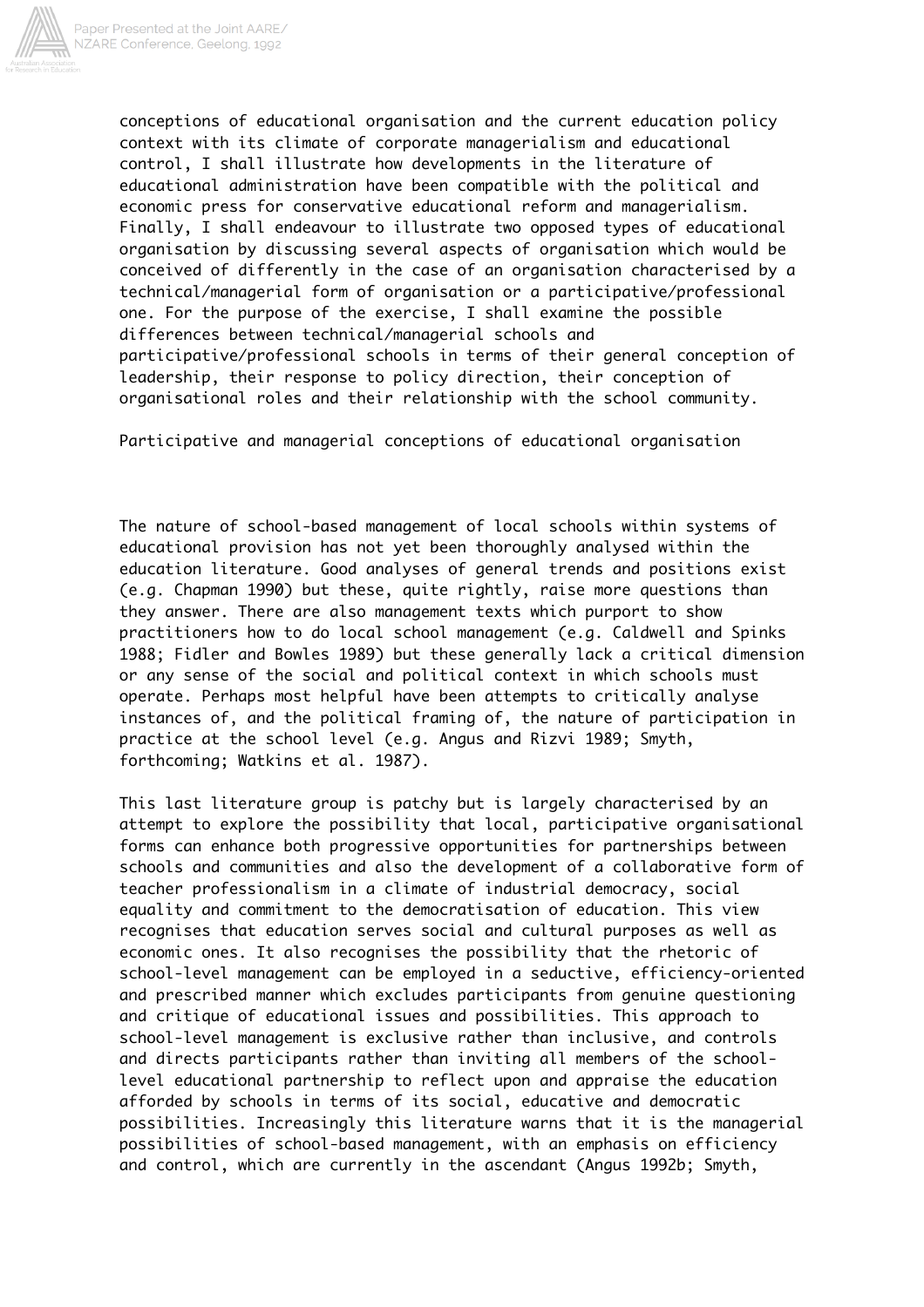conceptions of educational organisation and the current education policy context with its climate of corporate managerialism and educational control, I shall illustrate how developments in the literature of educational administration have been compatible with the political and economic press for conservative educational reform and managerialism. Finally, I shall endeavour to illustrate two opposed types of educational organisation by discussing several aspects of organisation which would be conceived of differently in the case of an organisation characterised by a technical/managerial form of organisation or a participative/professional one. For the purpose of the exercise, I shall examine the possible differences between technical/managerial schools and participative/professional schools in terms of their general conception of leadership, their response to policy direction, their conception of organisational roles and their relationship with the school community.

## Participative and managerial conceptions of educational organisation

The nature of school-based management of local schools within systems of educational provision has not yet been thoroughly analysed within the education literature. Good analyses of general trends and positions exist (e.g. Chapman 1990) but these, quite rightly, raise more questions than they answer. There are also management texts which purport to show practitioners how to do local school management (e.g. Caldwell and Spinks 1988; Fidler and Bowles 1989) but these generally lack a critical dimension or any sense of the social and political context in which schools must operate. Perhaps most helpful have been attempts to critically analyse instances of, and the political framing of, the nature of participation in practice at the school level (e.g. Angus and Rizvi 1989; Smyth, forthcoming; Watkins et al. 1987).

This last literature group is patchy but is largely characterised by an attempt to explore the possibility that local, participative organisational forms can enhance both progressive opportunities for partnerships between schools and communities and also the development of a collaborative form of teacher professionalism in a climate of industrial democracy, social equality and commitment to the democratisation of education. This view recognises that education serves social and cultural purposes as well as economic ones. It also recognises the possibility that the rhetoric of school-level management can be employed in a seductive, efficiency-oriented and prescribed manner which excludes participants from genuine questioning and critique of educational issues and possibilities. This approach to school-level management is exclusive rather than inclusive, and controls and directs participants rather than inviting all members of the school-level educational partnership to reflect upon and appraise the education afforded by schools in terms of its social, educative and democratic possibilities. Increasingly this literature warns that it is the managerial possibilities of school-based management, with an emphasis on efficiency and control, which are currently in the ascendant (Angus 1992b; Smyth,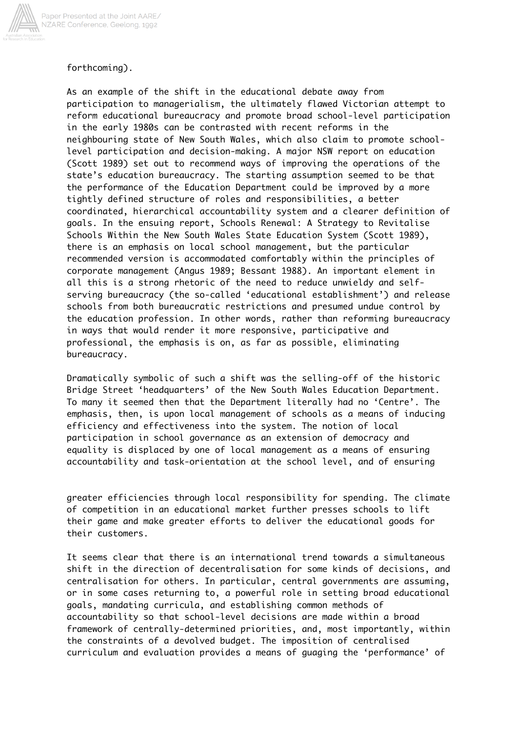forthcoming).

As an example of the shift in the educational debate away from participation to managerialism, the ultimately flawed Victorian attempt to reform educational bureaucracy and promote broad school-level participation in the early 1980s can be contrasted with recent reforms in the neighbouring state of New South Wales, which also claim to promote school-level participation and decision-making. A major NSW report on education (Scott 1989) set out to recommend ways of improving the operations of the state's education bureaucracy. The starting assumption seemed to be that the performance of the Education Department could be improved by a more tightly defined structure of roles and responsibilities, a better coordinated, hierarchical accountability system and a clearer definition of goals. In the ensuing report, Schools Renewal: A Strategy to Revitalise Schools Within the New South Wales State Education System (Scott 1989), there is an emphasis on local school management, but the particular recommended version is accommodated comfortably within the principles of corporate management (Angus 1989; Bessant 1988). An important element in all this is a strong rhetoric of the need to reduce unwieldy and self-serving bureaucracy (the so-called 'educational establishment') and release schools from both bureaucratic restrictions and presumed undue control by the education profession. In other words, rather than reforming bureaucracy in ways that would render it more responsive, participative and professional, the emphasis is on, as far as possible, eliminating bureaucracy.

Dramatically symbolic of such a shift was the selling-off of the historic Bridge Street 'headquarters' of the New South Wales Education Department. To many it seemed then that the Department literally had no 'Centre'. The emphasis, then, is upon local management of schools as a means of inducing efficiency and effectiveness into the system. The notion of local participation in school governance as an extension of democracy and equality is displaced by one of local management as a means of ensuring accountability and task-orientation at the school level, and of ensuring greater efficiencies through local responsibility for spending. The climate of competition in an educational market further presses schools to lift their game and make greater efforts to deliver the educational goods for their customers.

It seems clear that there is an international trend towards a simultaneous shift in the direction of decentralisation for some kinds of decisions, and centralisation for others. In particular, central governments are assuming, or in some cases returning to, a powerful role in setting broad educational goals, mandating curricula, and establishing common methods of accountability so that school-level decisions are made within a broad framework of centrally-determined priorities, and, most importantly, within the constraints of a devolved budget. The imposition of centralised curriculum and evaluation provides a means of guaging the 'performance' of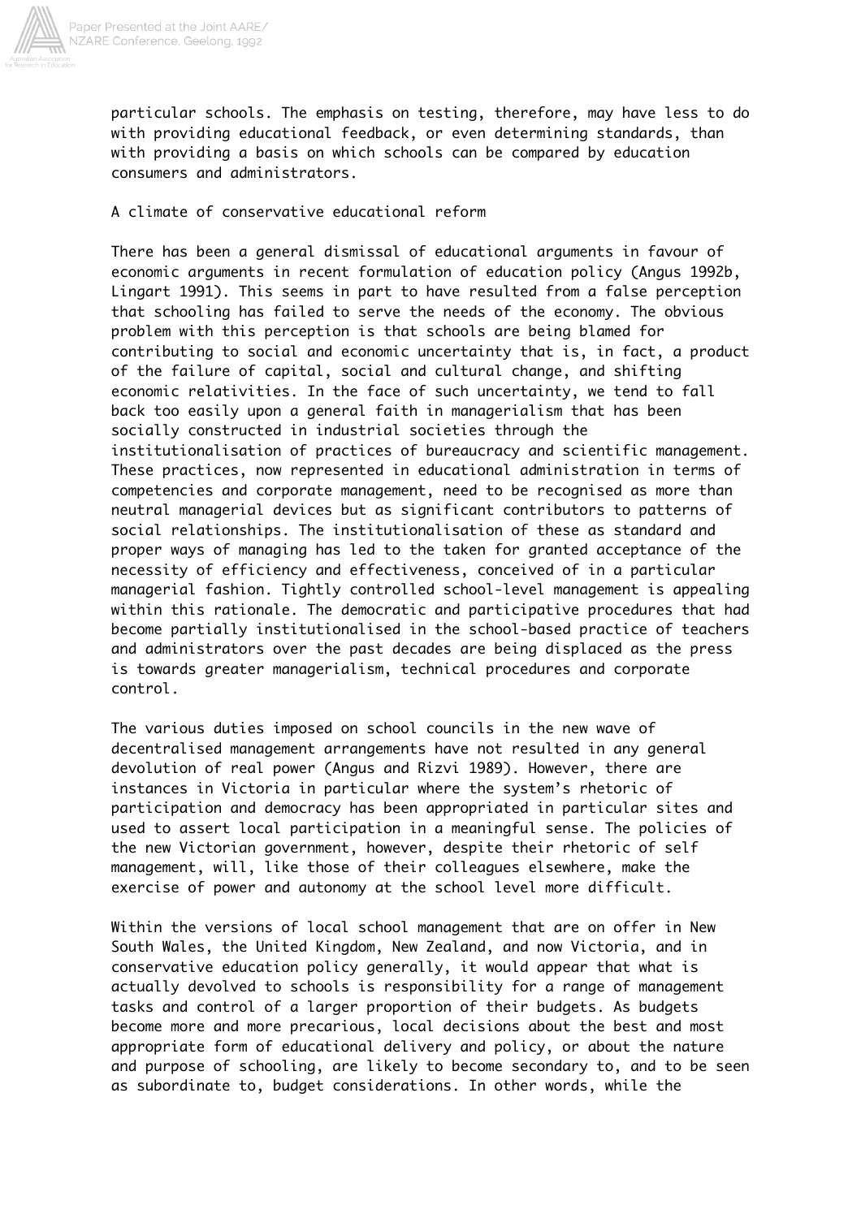particular schools. The emphasis on testing, therefore, may have less to do with providing educational feedback, or even determining standards, than with providing a basis on which schools can be compared by education consumers and administrators.

## A climate of conservative educational reform

There has been a general dismissal of educational arguments in favour of economic arguments in recent formulation of education policy (Angus 1992b, Lingart 1991). This seems in part to have resulted from a false perception that schooling has failed to serve the needs of the economy. The obvious problem with this perception is that schools are being blamed for contributing to social and economic uncertainty that is, in fact, a product of the failure of capital, social and cultural change, and shifting economic relativities. In the face of such uncertainty, we tend to fall back too easily upon a general faith in managerialism that has been socially constructed in industrial societies through the institutionalisation of practices of bureaucracy and scientific management. These practices, now represented in educational administration in terms of competencies and corporate management, need to be recognised as more than neutral managerial devices but as significant contributors to patterns of social relationships. The institutionalisation of these as standard and proper ways of managing has led to the taken for granted acceptance of the necessity of efficiency and effectiveness, conceived of in a particular managerial fashion. Tightly controlled school-level management is appealing within this rationale. The democratic and participative procedures that had become partially institutionalised in the school-based practice of teachers and administrators over the past decades are being displaced as the press is towards greater managerialism, technical procedures and corporate control.

The various duties imposed on school councils in the new wave of decentralised management arrangements have not resulted in any general devolution of real power (Angus and Rizvi 1989). However, there are instances in Victoria in particular where the system's rhetoric of participation and democracy has been appropriated in particular sites and used to assert local participation in a meaningful sense. The policies of the new Victorian government, however, despite their rhetoric of self management, will, like those of their colleagues elsewhere, make the exercise of power and autonomy at the school level more difficult.

Within the versions of local school management that are on offer in New South Wales, the United Kingdom, New Zealand, and now Victoria, and in conservative education policy generally, it would appear that what is actually devolved to schools is responsibility for a range of management tasks and control of a larger proportion of their budgets. As budgets become more and more precarious, local decisions about the best and most appropriate form of educational delivery and policy, or about the nature and purpose of schooling, are likely to become secondary to, and to be seen as subordinate to, budget considerations. In other words, while the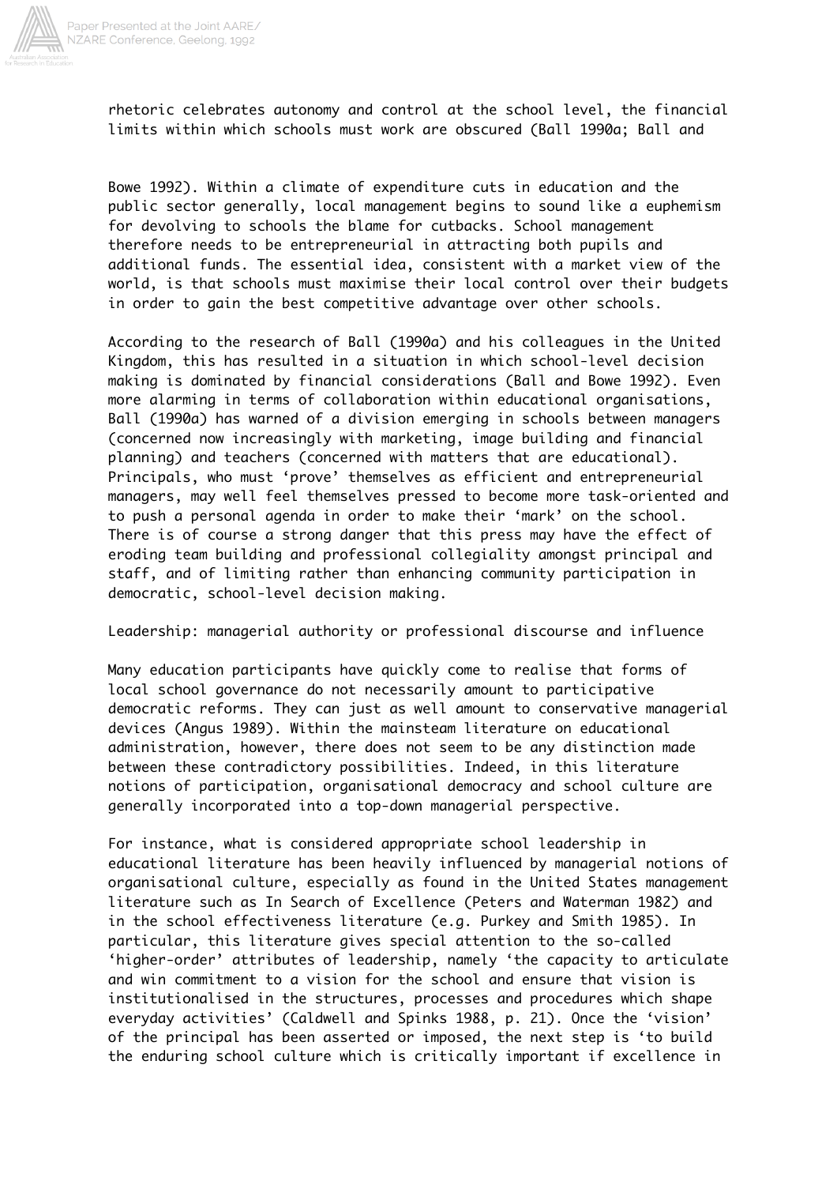rhetoric celebrates autonomy and control at the school level, the financial limits within which schools must work are obscured (Ball 1990a; Ball and Bowe 1992). Within a climate of expenditure cuts in education and the public sector generally, local management begins to sound like a euphemism for devolving to schools the blame for cutbacks. School management therefore needs to be entrepreneurial in attracting both pupils and additional funds. The essential idea, consistent with a market view of the world, is that schools must maximise their local control over their budgets in order to gain the best competitive advantage over other schools.

According to the research of Ball (1990a) and his colleagues in the United Kingdom, this has resulted in a situation in which school-level decision making is dominated by financial considerations (Ball and Bowe 1992). Even more alarming in terms of collaboration within educational organisations, Ball (1990a) has warned of a division emerging in schools between managers (concerned now increasingly with marketing, image building and financial planning) and teachers (concerned with matters that are educational). Principals, who must 'prove' themselves as efficient and entrepreneurial managers, may well feel themselves pressed to become more task-oriented and to push a personal agenda in order to make their 'mark' on the school. There is of course a strong danger that this press may have the effect of eroding team building and professional collegiality amongst principal and staff, and of limiting rather than enhancing community participation in democratic, school-level decision making.

## Leadership: managerial authority or professional discourse and influence

Many education participants have quickly come to realise that forms of local school governance do not necessarily amount to participative democratic reforms. They can just as well amount to conservative managerial devices (Angus 1989). Within the mainsteam literature on educational administration, however, there does not seem to be any distinction made between these contradictory possibilities. Indeed, in this literature notions of participation, organisational democracy and school culture are generally incorporated into a top-down managerial perspective.

For instance, what is considered appropriate school leadership in educational literature has been heavily influenced by managerial notions of organisational culture, especially as found in the United States management literature such as In Search of Excellence (Peters and Waterman 1982) and in the school effectiveness literature (e.g. Purkey and Smith 1985). In particular, this literature gives special attention to the so-called 'higher-order' attributes of leadership, namely 'the capacity to articulate and win commitment to a vision for the school and ensure that vision is institutionalised in the structures, processes and procedures which shape everyday activities' (Caldwell and Spinks 1988, p. 21). Once the 'vision' of the principal has been asserted or imposed, the next step is 'to build the enduring school culture which is critically important if excellence in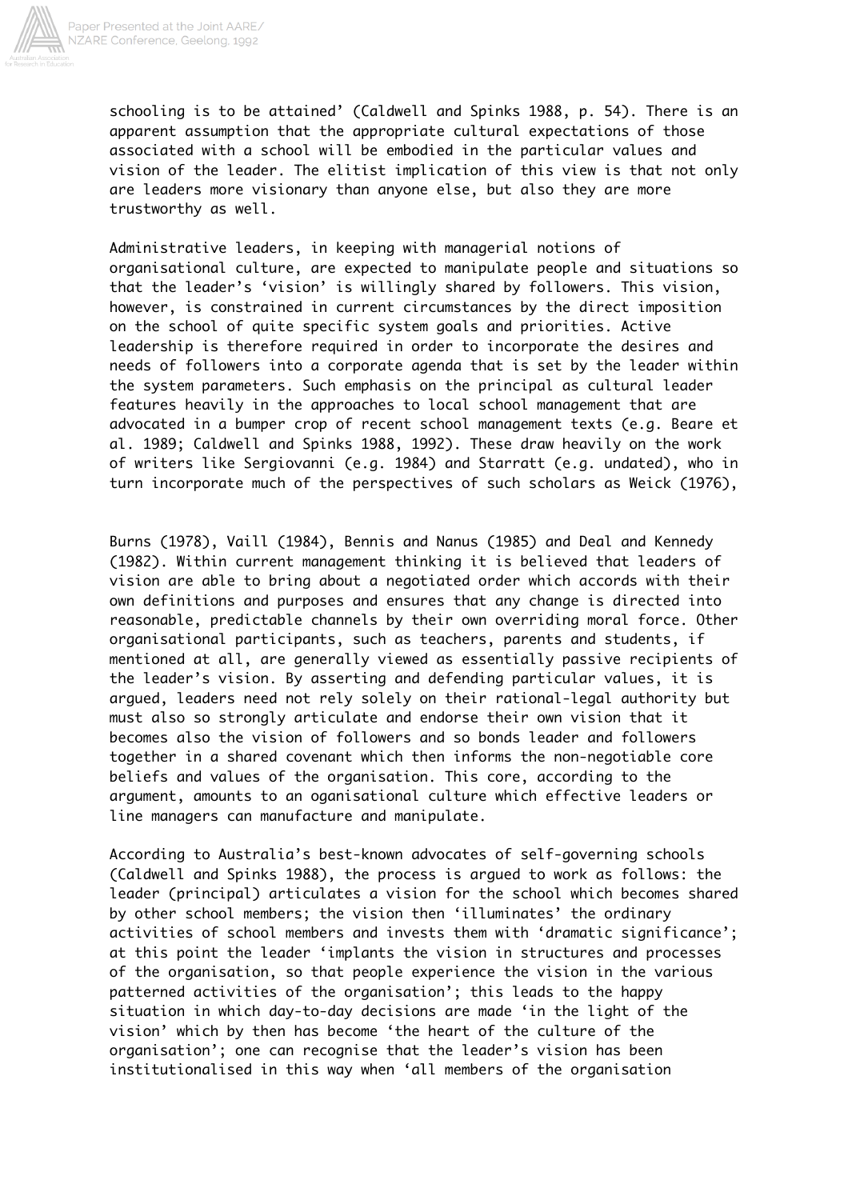schooling is to be attained' (Caldwell and Spinks 1988, p. 54). There is an apparent assumption that the appropriate cultural expectations of those associated with a school will be embodied in the particular values and vision of the leader. The elitist implication of this view is that not only are leaders more visionary than anyone else, but also they are more trustworthy as well.

Administrative leaders, in keeping with managerial notions of organisational culture, are expected to manipulate people and situations so that the leader's 'vision' is willingly shared by followers. This vision, however, is constrained in current circumstances by the direct imposition on the school of quite specific system goals and priorities. Active leadership is therefore required in order to incorporate the desires and needs of followers into a corporate agenda that is set by the leader within the system parameters. Such emphasis on the principal as cultural leader features heavily in the approaches to local school management that are advocated in a bumper crop of recent school management texts (e.g. Beare et al. 1989; Caldwell and Spinks 1988, 1992). These draw heavily on the work of writers like Sergiovanni (e.g. 1984) and Starratt (e.g. undated), who in turn incorporate much of the perspectives of such scholars as Weick (1976), Burns (1978), Vaill (1984), Bennis and Nanus (1985) and Deal and Kennedy (1982). Within current management thinking it is believed that leaders of vision are able to bring about a negotiated order which accords with their own definitions and purposes and ensures that any change is directed into reasonable, predictable channels by their own overriding moral force. Other organisational participants, such as teachers, parents and students, if mentioned at all, are generally viewed as essentially passive recipients of the leader's vision. By asserting and defending particular values, it is argued, leaders need not rely solely on their rational-legal authority but must also so strongly articulate and endorse their own vision that it becomes also the vision of followers and so bonds leader and followers together in a shared covenant which then informs the non-negotiable core beliefs and values of the organisation. This core, according to the argument, amounts to an oganisational culture which effective leaders or line managers can manufacture and manipulate.

According to Australia's best-known advocates of self-governing schools (Caldwell and Spinks 1988), the process is argued to work as follows: the leader (principal) articulates a vision for the school which becomes shared by other school members; the vision then 'illuminates' the ordinary activities of school members and invests them with 'dramatic significance'; at this point the leader 'implants the vision in structures and processes of the organisation, so that people experience the vision in the various patterned activities of the organisation'; this leads to the happy situation in which day-to-day decisions are made 'in the light of the vision' which by then has become 'the heart of the culture of the organisation'; one can recognise that the leader's vision has been institutionalised in this way when 'all members of the organisation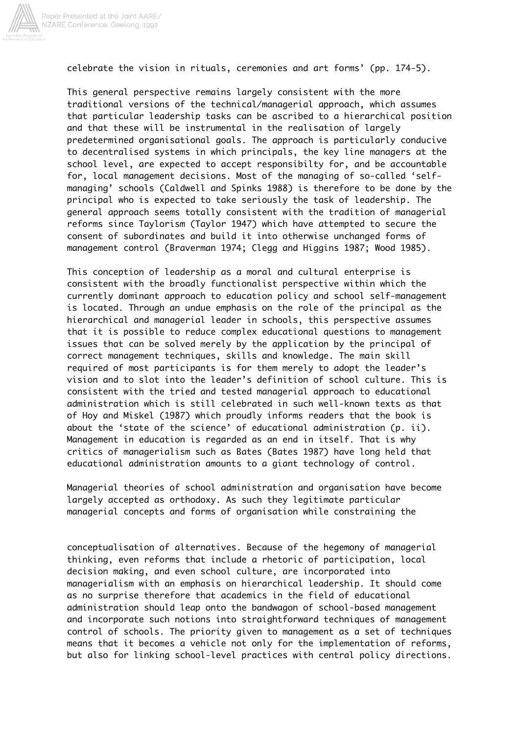celebrate the vision in rituals, ceremonies and art forms' (pp. 174-5).

This general perspective remains largely consistent with the more traditional versions of the technical/managerial approach, which assumes that particular leadership tasks can be ascribed to a hierarchical position and that these will be instrumental in the realisation of largely predetermined organisational goals. The approach is particularly conducive to decentralised systems in which principals, the key line managers at the school level, are expected to accept responsibilty for, and be accountable for, local management decisions. Most of the managing of so-called 'self-managing' schools (Caldwell and Spinks 1988) is therefore to be done by the principal who is expected to take seriously the task of leadership. The general approach seems totally consistent with the tradition of managerial reforms since Taylorism (Taylor 1947) which have attempted to secure the consent of subordinates and build it into otherwise unchanged forms of management control (Braverman 1974; Clegg and Higgins 1987; Wood 1985).

This conception of leadership as a moral and cultural enterprise is consistent with the broadly functionalist perspective within which the currently dominant approach to education policy and school self-management is located. Through an undue emphasis on the role of the principal as the hierarchical and managerial leader in schools, this perspective assumes that it is possible to reduce complex educational questions to management issues that can be solved merely by the application by the principal of correct management techniques, skills and knowledge. The main skill required of most participants is for them merely to adopt the leader's vision and to slot into the leader's definition of school culture. This is consistent with the tried and tested managerial approach to educational administration which is still celebrated in such well-known texts as that of Hoy and Miskel (1987) which proudly informs readers that the book is about the 'state of the science' of educational administration (p. ii). Management in education is regarded as an end in itself. That is why critics of managerialism such as Bates (Bates 1987) have long held that educational administration amounts to a giant technology of control.

Managerial theories of school administration and organisation have become largely accepted as orthodoxy. As such they legitimate particular managerial concepts and forms of organisation while constraining the conceptualisation of alternatives. Because of the hegemony of managerial thinking, even reforms that include a rhetoric of participation, local decision making, and even school culture, are incorporated into managerialism with an emphasis on hierarchical leadership. It should come as no surprise therefore that academics in the field of educational administration should leap onto the bandwagon of school-based management and incorporate such notions into straightforward techniques of management control of schools. The priority given to management as a set of techniques means that it becomes a vehicle not only for the implementation of reforms, but also for linking school-level practices with central policy directions.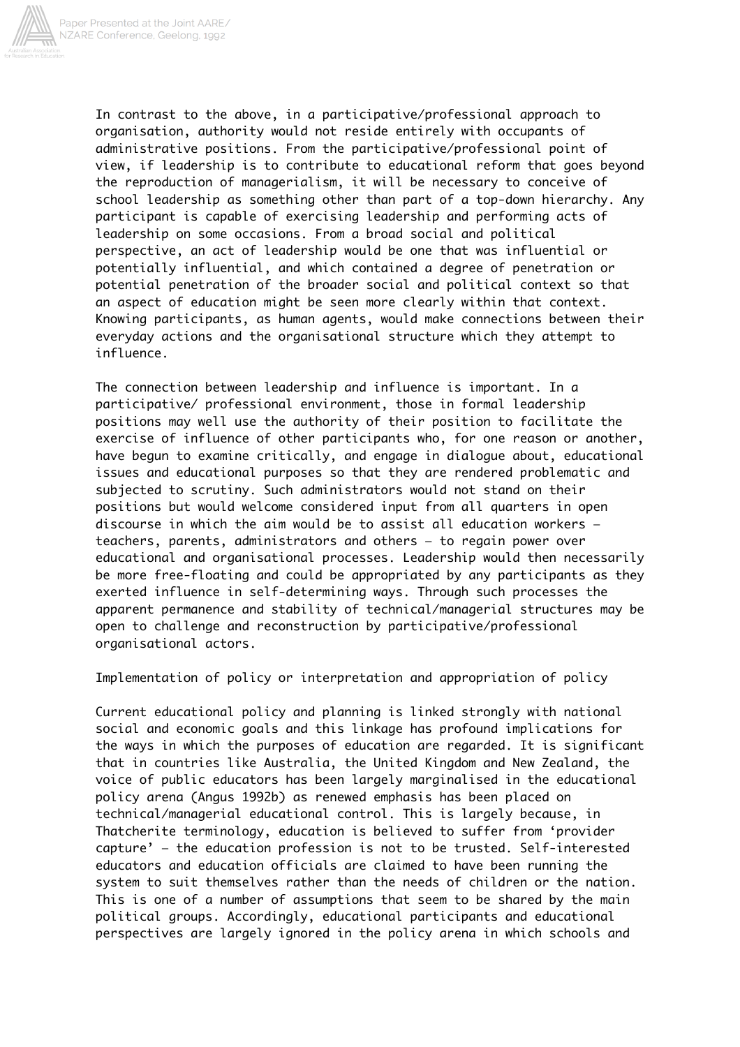In contrast to the above, in a participative/professional approach to organisation, authority would not reside entirely with occupants of administrative positions. From the participative/professional point of view, if leadership is to contribute to educational reform that goes beyond the reproduction of managerialism, it will be necessary to conceive of school leadership as something other than part of a top-down hierarchy. Any participant is capable of exercising leadership and performing acts of leadership on some occasions. From a broad social and political perspective, an act of leadership would be one that was influential or potentially influential, and which contained a degree of penetration or potential penetration of the broader social and political context so that an aspect of education might be seen more clearly within that context. Knowing participants, as human agents, would make connections between their everyday actions and the organisational structure which they attempt to influence.

The connection between leadership and influence is important. In a participative/ professional environment, those in formal leadership positions may well use the authority of their position to facilitate the exercise of influence of other participants who, for one reason or another, have begun to examine critically, and engage in dialogue about, educational issues and educational purposes so that they are rendered problematic and subjected to scrutiny. Such administrators would not stand on their positions but would welcome considered input from all quarters in open discourse in which the aim would be to assist all education workers – teachers, parents, administrators and others – to regain power over educational and organisational processes. Leadership would then necessarily be more free-floating and could be appropriated by any participants as they exerted influence in self-determining ways. Through such processes the apparent permanence and stability of technical/managerial structures may be open to challenge and reconstruction by participative/professional organisational actors.

## Implementation of policy or interpretation and appropriation of policy

Current educational policy and planning is linked strongly with national social and economic goals and this linkage has profound implications for the ways in which the purposes of education are regarded. It is significant that in countries like Australia, the United Kingdom and New Zealand, the voice of public educators has been largely marginalised in the educational policy arena (Angus 1992b) as renewed emphasis has been placed on technical/managerial educational control. This is largely because, in Thatcherite terminology, education is believed to suffer from 'provider capture' – the education profession is not to be trusted. Self-interested educators and education officials are claimed to have been running the system to suit themselves rather than the needs of children or the nation. This is one of a number of assumptions that seem to be shared by the main political groups. Accordingly, educational participants and educational perspectives are largely ignored in the policy arena in which schools and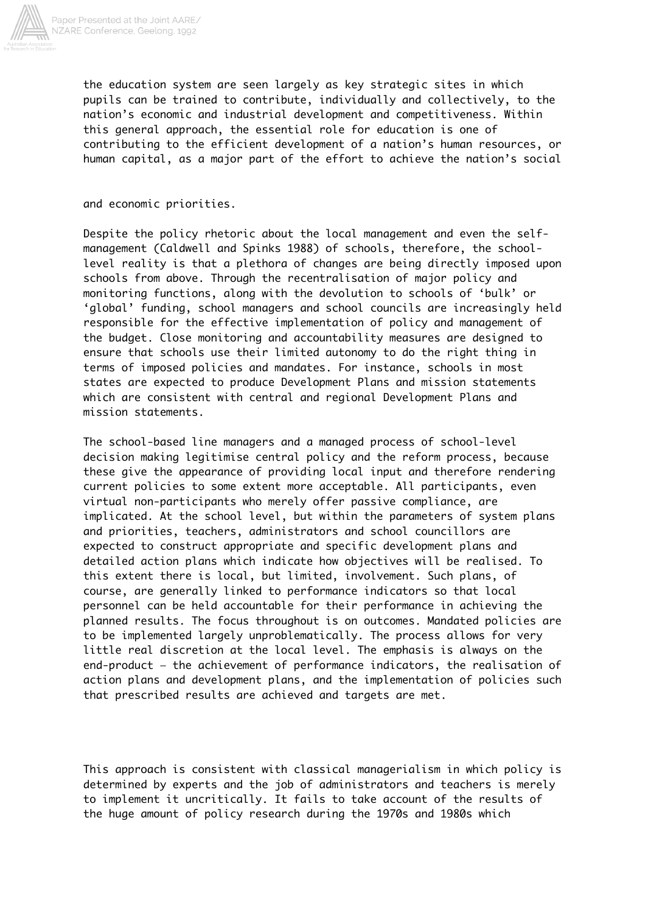the education system are seen largely as key strategic sites in which pupils can be trained to contribute, individually and collectively, to the nation's economic and industrial development and competitiveness. Within this general approach, the essential role for education is one of contributing to the efficient development of a nation's human resources, or human capital, as a major part of the effort to achieve the nation's social and economic priorities.

Despite the policy rhetoric about the local management and even the self-management (Caldwell and Spinks 1988) of schools, therefore, the school-level reality is that a plethora of changes are being directly imposed upon schools from above. Through the recentralisation of major policy and monitoring functions, along with the devolution to schools of 'bulk' or 'global' funding, school managers and school councils are increasingly held responsible for the effective implementation of policy and management of the budget. Close monitoring and accountability measures are designed to ensure that schools use their limited autonomy to do the right thing in terms of imposed policies and mandates. For instance, schools in most states are expected to produce Development Plans and mission statements which are consistent with central and regional Development Plans and mission statements.

The school-based line managers and a managed process of school-level decision making legitimise central policy and the reform process, because these give the appearance of providing local input and therefore rendering current policies to some extent more acceptable. All participants, even virtual non-participants who merely offer passive compliance, are implicated. At the school level, but within the parameters of system plans and priorities, teachers, administrators and school councillors are expected to construct appropriate and specific development plans and detailed action plans which indicate how objectives will be realised. To this extent there is local, but limited, involvement. Such plans, of course, are generally linked to performance indicators so that local personnel can be held accountable for their performance in achieving the planned results. The focus throughout is on outcomes. Mandated policies are to be implemented largely unproblematically. The process allows for very little real discretion at the local level. The emphasis is always on the end-product – the achievement of performance indicators, the realisation of action plans and development plans, and the implementation of policies such that prescribed results are achieved and targets are met.

This approach is consistent with classical managerialism in which policy is determined by experts and the job of administrators and teachers is merely to implement it uncritically. It fails to take account of the results of the huge amount of policy research during the 1970s and 1980s which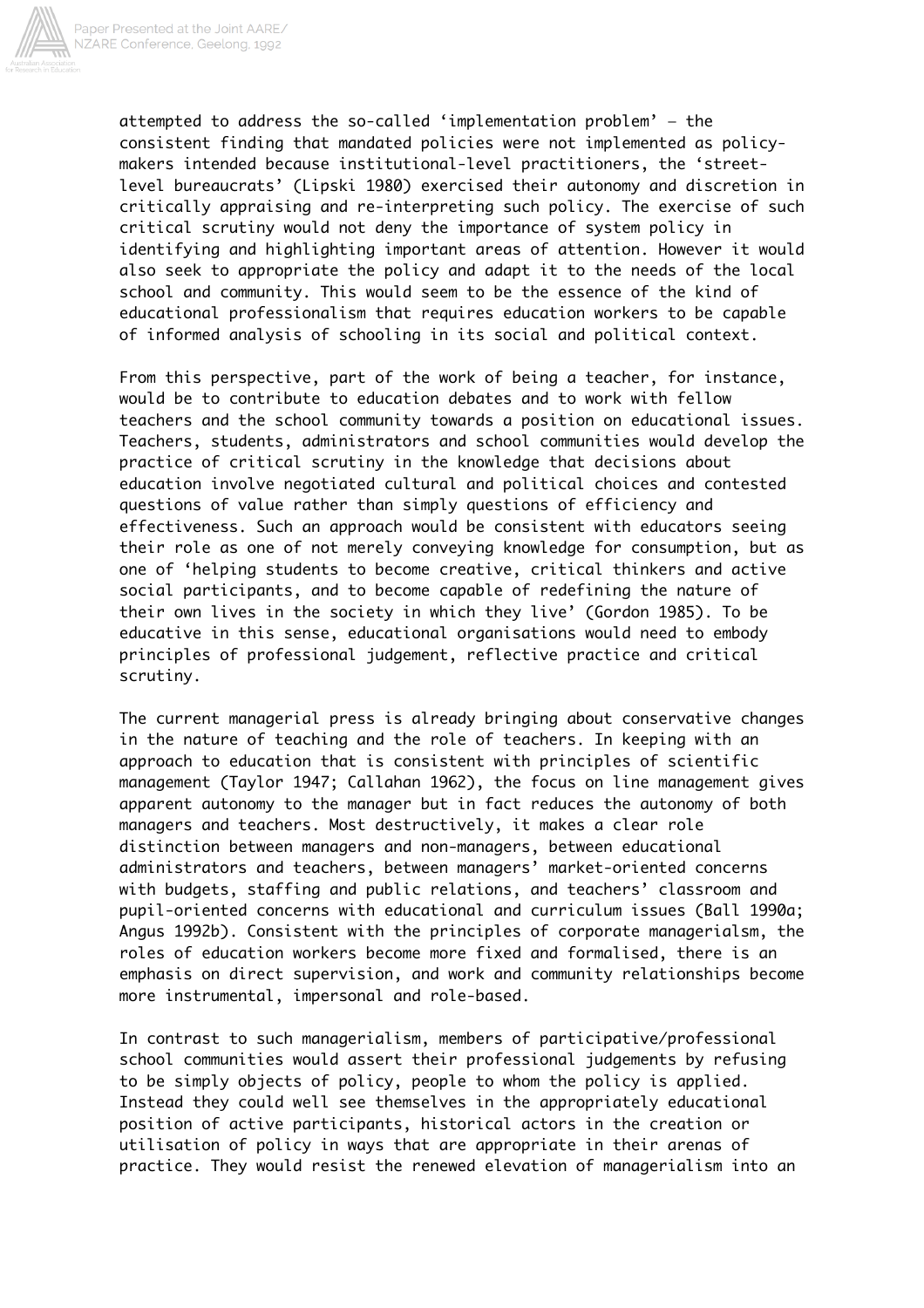attempted to address the so-called 'implementation problem' – the consistent finding that mandated policies were not implemented as policy-makers intended because institutional-level practitioners, the 'street-level bureaucrats' (Lipski 1980) exercised their autonomy and discretion in critically appraising and re-interpreting such policy. The exercise of such critical scrutiny would not deny the importance of system policy in identifying and highlighting important areas of attention. However it would also seek to appropriate the policy and adapt it to the needs of the local school and community. This would seem to be the essence of the kind of educational professionalism that requires education workers to be capable of informed analysis of schooling in its social and political context.

From this perspective, part of the work of being a teacher, for instance, would be to contribute to education debates and to work with fellow teachers and the school community towards a position on educational issues. Teachers, students, administrators and school communities would develop the practice of critical scrutiny in the knowledge that decisions about education involve negotiated cultural and political choices and contested questions of value rather than simply questions of efficiency and effectiveness. Such an approach would be consistent with educators seeing their role as one of not merely conveying knowledge for consumption, but as one of 'helping students to become creative, critical thinkers and active social participants, and to become capable of redefining the nature of their own lives in the society in which they live' (Gordon 1985). To be educative in this sense, educational organisations would need to embody principles of professional judgement, reflective practice and critical scrutiny.

The current managerial press is already bringing about conservative changes in the nature of teaching and the role of teachers. In keeping with an approach to education that is consistent with principles of scientific management (Taylor 1947; Callahan 1962), the focus on line management gives apparent autonomy to the manager but in fact reduces the autonomy of both managers and teachers. Most destructively, it makes a clear role distinction between managers and non-managers, between educational administrators and teachers, between managers' market-oriented concerns with budgets, staffing and public relations, and teachers' classroom and pupil-oriented concerns with educational and curriculum issues (Ball 1990a; Angus 1992b). Consistent with the principles of corporate managerialsm, the roles of education workers become more fixed and formalised, there is an emphasis on direct supervision, and work and community relationships become more instrumental, impersonal and role-based.

In contrast to such managerialism, members of participative/professional school communities would assert their professional judgements by refusing to be simply objects of policy, people to whom the policy is applied. Instead they could well see themselves in the appropriately educational position of active participants, historical actors in the creation or utilisation of policy in ways that are appropriate in their arenas of practice. They would resist the renewed elevation of managerialism into an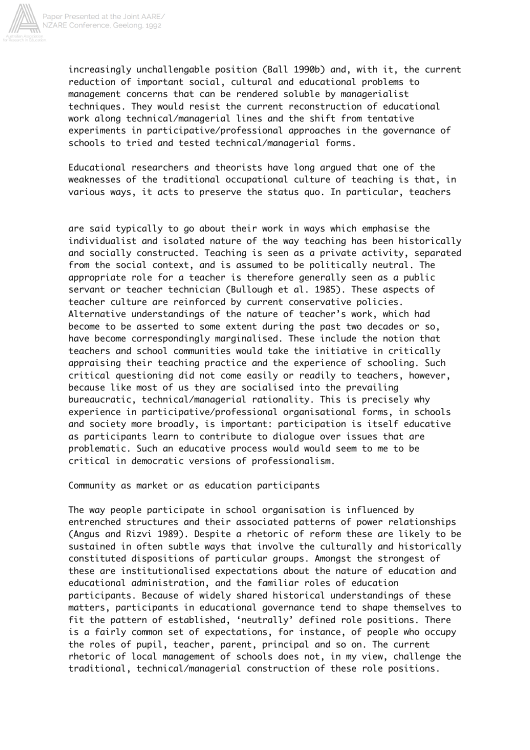increasingly unchallengable position (Ball 1990b) and, with it, the current reduction of important social, cultural and educational problems to management concerns that can be rendered soluble by managerialist techniques. They would resist the current reconstruction of educational work along technical/managerial lines and the shift from tentative experiments in participative/professional approaches in the governance of schools to tried and tested technical/managerial forms.

Educational researchers and theorists have long argued that one of the weaknesses of the traditional occupational culture of teaching is that, in various ways, it acts to preserve the status quo. In particular, teachers are said typically to go about their work in ways which emphasise the individualist and isolated nature of the way teaching has been historically and socially constructed. Teaching is seen as a private activity, separated from the social context, and is assumed to be politically neutral. The appropriate role for a teacher is therefore generally seen as a public servant or teacher technician (Bullough et al. 1985). These aspects of teacher culture are reinforced by current conservative policies. Alternative understandings of the nature of teacher's work, which had become to be asserted to some extent during the past two decades or so, have become correspondingly marginalised. These include the notion that teachers and school communities would take the initiative in critically appraising their teaching practice and the experience of schooling. Such critical questioning did not come easily or readily to teachers, however, because like most of us they are socialised into the prevailing bureaucratic, technical/managerial rationality. This is precisely why experience in participative/professional organisational forms, in schools and society more broadly, is important: participation is itself educative as participants learn to contribute to dialogue over issues that are problematic. Such an educative process would would seem to me to be critical in democratic versions of professionalism.

## Community as market or as education participants

The way people participate in school organisation is influenced by entrenched structures and their associated patterns of power relationships (Angus and Rizvi 1989). Despite a rhetoric of reform these are likely to be sustained in often subtle ways that involve the culturally and historically constituted dispositions of particular groups. Amongst the strongest of these are institutionalised expectations about the nature of education and educational administration, and the familiar roles of education participants. Because of widely shared historical understandings of these matters, participants in educational governance tend to shape themselves to fit the pattern of established, 'neutrally' defined role positions. There is a fairly common set of expectations, for instance, of people who occupy the roles of pupil, teacher, parent, principal and so on. The current rhetoric of local management of schools does not, in my view, challenge the traditional, technical/managerial construction of these role positions.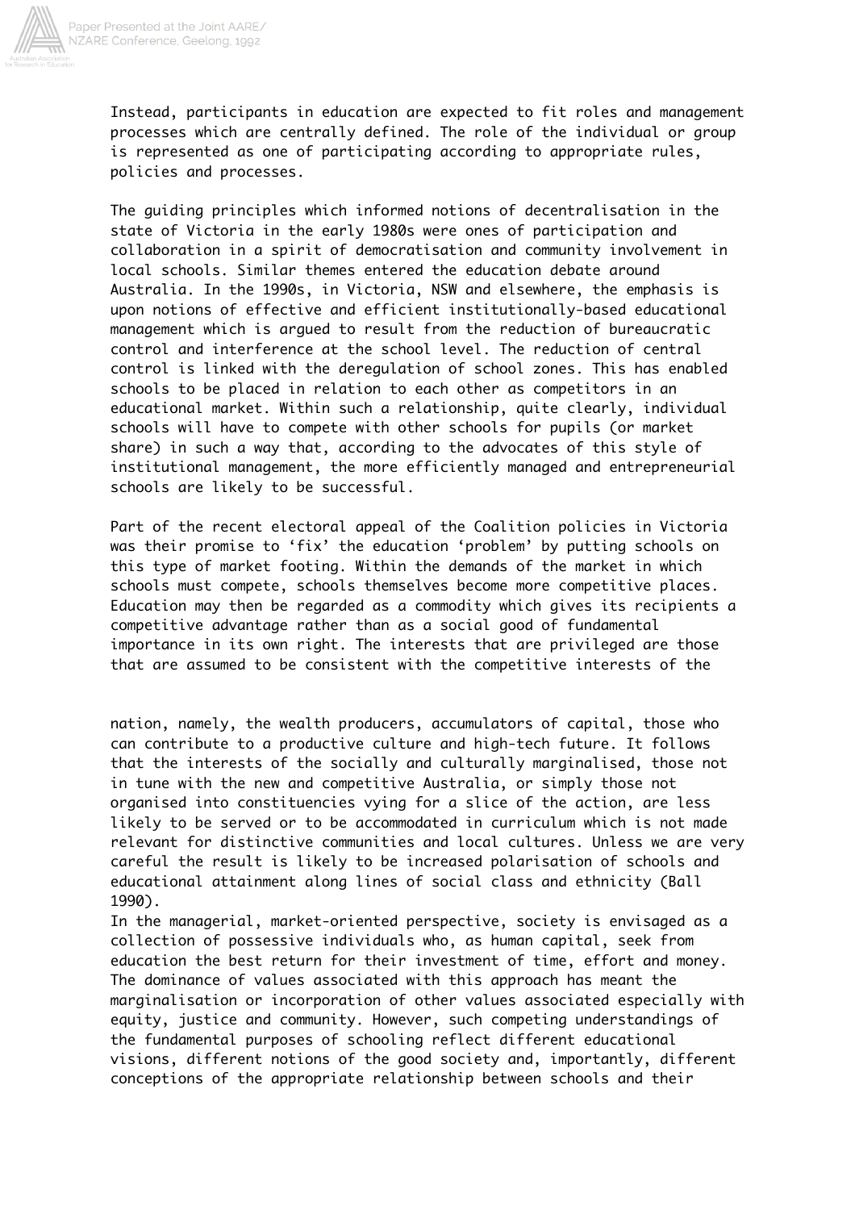Instead, participants in education are expected to fit roles and management processes which are centrally defined. The role of the individual or group is represented as one of participating according to appropriate rules, policies and processes.

The guiding principles which informed notions of decentralisation in the state of Victoria in the early 1980s were ones of participation and collaboration in a spirit of democratisation and community involvement in local schools. Similar themes entered the education debate around Australia. In the 1990s, in Victoria, NSW and elsewhere, the emphasis is upon notions of effective and efficient institutionally-based educational management which is argued to result from the reduction of bureaucratic control and interference at the school level. The reduction of central control is linked with the deregulation of school zones. This has enabled schools to be placed in relation to each other as competitors in an educational market. Within such a relationship, quite clearly, individual schools will have to compete with other schools for pupils (or market share) in such a way that, according to the advocates of this style of institutional management, the more efficiently managed and entrepreneurial schools are likely to be successful.

Part of the recent electoral appeal of the Coalition policies in Victoria was their promise to 'fix' the education 'problem' by putting schools on this type of market footing. Within the demands of the market in which schools must compete, schools themselves become more competitive places. Education may then be regarded as a commodity which gives its recipients a competitive advantage rather than as a social good of fundamental importance in its own right. The interests that are privileged are those that are assumed to be consistent with the competitive interests of the nation, namely, the wealth producers, accumulators of capital, those who can contribute to a productive culture and high-tech future. It follows that the interests of the socially and culturally marginalised, those not in tune with the new and competitive Australia, or simply those not organised into constituencies vying for a slice of the action, are less likely to be served or to be accommodated in curriculum which is not made relevant for distinctive communities and local cultures. Unless we are very careful the result is likely to be increased polarisation of schools and educational attainment along lines of social class and ethnicity (Ball 1990).

In the managerial, market-oriented perspective, society is envisaged as a collection of possessive individuals who, as human capital, seek from education the best return for their investment of time, effort and money. The dominance of values associated with this approach has meant the marginalisation or incorporation of other values associated especially with equity, justice and community. However, such competing understandings of the fundamental purposes of schooling reflect different educational visions, different notions of the good society and, importantly, different conceptions of the appropriate relationship between schools and their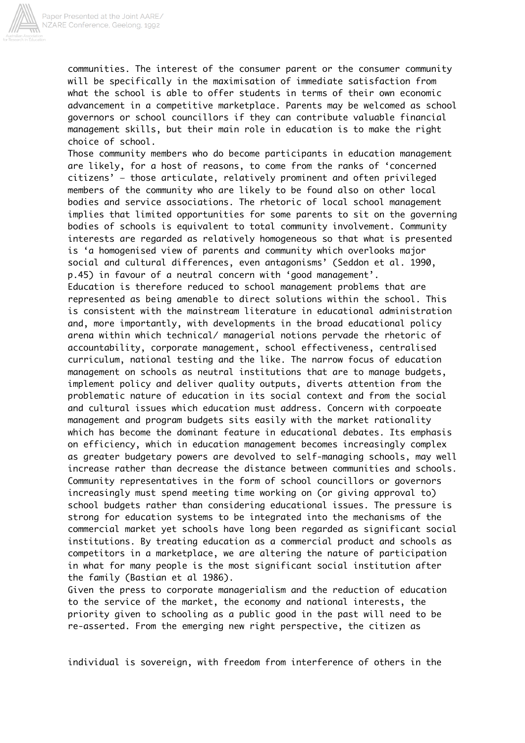communities. The interest of the consumer parent or the consumer community will be specifically in the maximisation of immediate satisfaction from what the school is able to offer students in terms of their own economic advancement in a competitive marketplace. Parents may be welcomed as school governors or school councillors if they can contribute valuable financial management skills, but their main role in education is to make the right choice of school.

Those community members who do become participants in education management are likely, for a host of reasons, to come from the ranks of 'concerned citizens' – those articulate, relatively prominent and often privileged members of the community who are likely to be found also on other local bodies and service associations. The rhetoric of local school management implies that limited opportunities for some parents to sit on the governing bodies of schools is equivalent to total community involvement. Community interests are regarded as relatively homogeneous so that what is presented is 'a homogenised view of parents and community which overlooks major social and cultural differences, even antagonisms' (Seddon et al. 1990, p.45) in favour of a neutral concern with 'good management'.

Education is therefore reduced to school management problems that are represented as being amenable to direct solutions within the school. This is consistent with the mainstream literature in educational administration and, more importantly, with developments in the broad educational policy arena within which technical/ managerial notions pervade the rhetoric of accountability, corporate management, school effectiveness, centralised curriculum, national testing and the like. The narrow focus of education management on schools as neutral institutions that are to manage budgets, implement policy and deliver quality outputs, diverts attention from the problematic nature of education in its social context and from the social and cultural issues which education must address. Concern with corpoeate management and program budgets sits easily with the market rationality which has become the dominant feature in educational debates. Its emphasis on efficiency, which in education management becomes increasingly complex as greater budgetary powers are devolved to self-managing schools, may well increase rather than decrease the distance between communities and schools. Community representatives in the form of school councillors or governors increasingly must spend meeting time working on (or giving approval to) school budgets rather than considering educational issues. The pressure is strong for education systems to be integrated into the mechanisms of the commercial market yet schools have long been regarded as significant social institutions. By treating education as a commercial product and schools as competitors in a marketplace, we are altering the nature of participation in what for many people is the most significant social institution after the family (Bastian et al 1986).

Given the press to corporate managerialism and the reduction of education to the service of the market, the economy and national interests, the priority given to schooling as a public good in the past will need to be re-asserted. From the emerging new right perspective, the citizen as individual is sovereign, with freedom from interference of others in the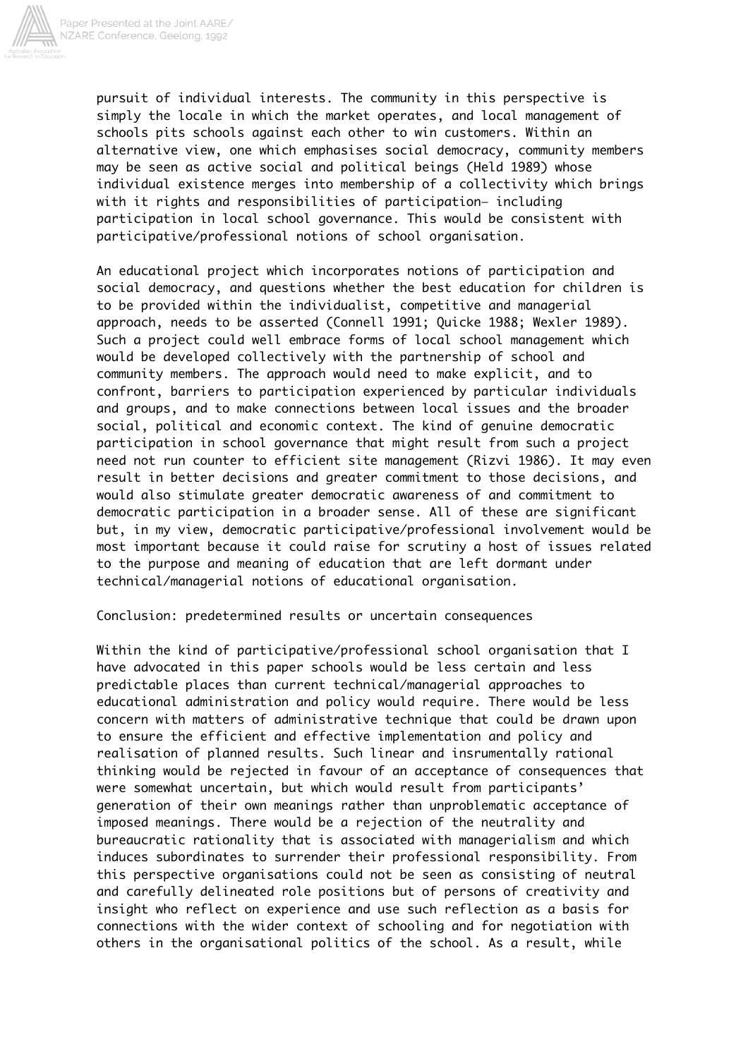pursuit of individual interests. The community in this perspective is simply the locale in which the market operates, and local management of schools pits schools against each other to win customers. Within an alternative view, one which emphasises social democracy, community members may be seen as active social and political beings (Held 1989) whose individual existence merges into membership of a collectivity which brings with it rights and responsibilities of participation– including participation in local school governance. This would be consistent with participative/professional notions of school organisation.

An educational project which incorporates notions of participation and social democracy, and questions whether the best education for children is to be provided within the individualist, competitive and managerial approach, needs to be asserted (Connell 1991; Quicke 1988; Wexler 1989). Such a project could well embrace forms of local school management which would be developed collectively with the partnership of school and community members. The approach would need to make explicit, and to confront, barriers to participation experienced by particular individuals and groups, and to make connections between local issues and the broader social, political and economic context. The kind of genuine democratic participation in school governance that might result from such a project need not run counter to efficient site management (Rizvi 1986). It may even result in better decisions and greater commitment to those decisions, and would also stimulate greater democratic awareness of and commitment to democratic participation in a broader sense. All of these are significant but, in my view, democratic participative/professional involvement would be most important because it could raise for scrutiny a host of issues related to the purpose and meaning of education that are left dormant under technical/managerial notions of educational organisation.

## Conclusion: predetermined results or uncertain consequences

Within the kind of participative/professional school organisation that I have advocated in this paper schools would be less certain and less predictable places than current technical/managerial approaches to educational administration and policy would require. There would be less concern with matters of administrative technique that could be drawn upon to ensure the efficient and effective implementation and policy and realisation of planned results. Such linear and insrumentally rational thinking would be rejected in favour of an acceptance of consequences that were somewhat uncertain, but which would result from participants' generation of their own meanings rather than unproblematic acceptance of imposed meanings. There would be a rejection of the neutrality and bureaucratic rationality that is associated with managerialism and which induces subordinates to surrender their professional responsibility. From this perspective organisations could not be seen as consisting of neutral and carefully delineated role positions but of persons of creativity and insight who reflect on experience and use such reflection as a basis for connections with the wider context of schooling and for negotiation with others in the organisational politics of the school. As a result, while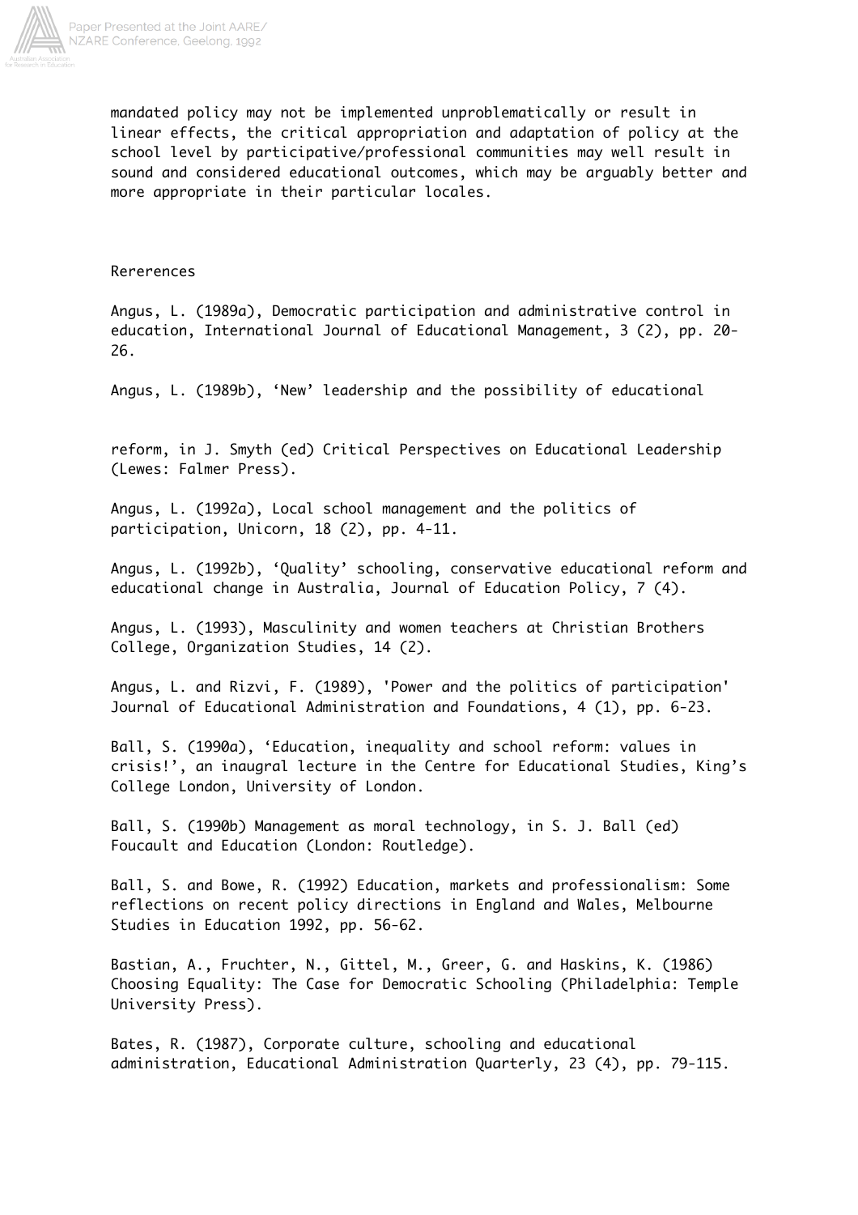mandated policy may not be implemented unproblematically or result in linear effects, the critical appropriation and adaptation of policy at the school level by participative/professional communities may well result in sound and considered educational outcomes, which may be arguably better and more appropriate in their particular locales.

## Rererences

Angus, L. (1989a), Democratic participation and administrative control in education, International Journal of Educational Management, 3 (2), pp. 20-26.

Angus, L. (1989b), 'New' leadership and the possibility of educational reform, in J. Smyth (ed) Critical Perspectives on Educational Leadership (Lewes: Falmer Press).

Angus, L. (1992a), Local school management and the politics of participation, Unicorn, 18 (2), pp. 4-11.

Angus, L. (1992b), 'Quality' schooling, conservative educational reform and educational change in Australia, Journal of Education Policy, 7 (4).

Angus, L. (1993), Masculinity and women teachers at Christian Brothers College, Organization Studies, 14 (2).

Angus, L. and Rizvi, F. (1989), 'Power and the politics of participation' Journal of Educational Administration and Foundations, 4 (1), pp. 6-23.

Ball, S. (1990a), 'Education, inequality and school reform: values in crisis!', an inaugral lecture in the Centre for Educational Studies, King's College London, University of London.

Ball, S. (1990b) Management as moral technology, in S. J. Ball (ed) Foucault and Education (London: Routledge).

Ball, S. and Bowe, R. (1992) Education, markets and professionalism: Some reflections on recent policy directions in England and Wales, Melbourne Studies in Education 1992, pp. 56-62.

Bastian, A., Fruchter, N., Gittel, M., Greer, G. and Haskins, K. (1986) Choosing Equality: The Case for Democratic Schooling (Philadelphia: Temple University Press).

Bates, R. (1987), Corporate culture, schooling and educational administration, Educational Administration Quarterly, 23 (4), pp. 79-115.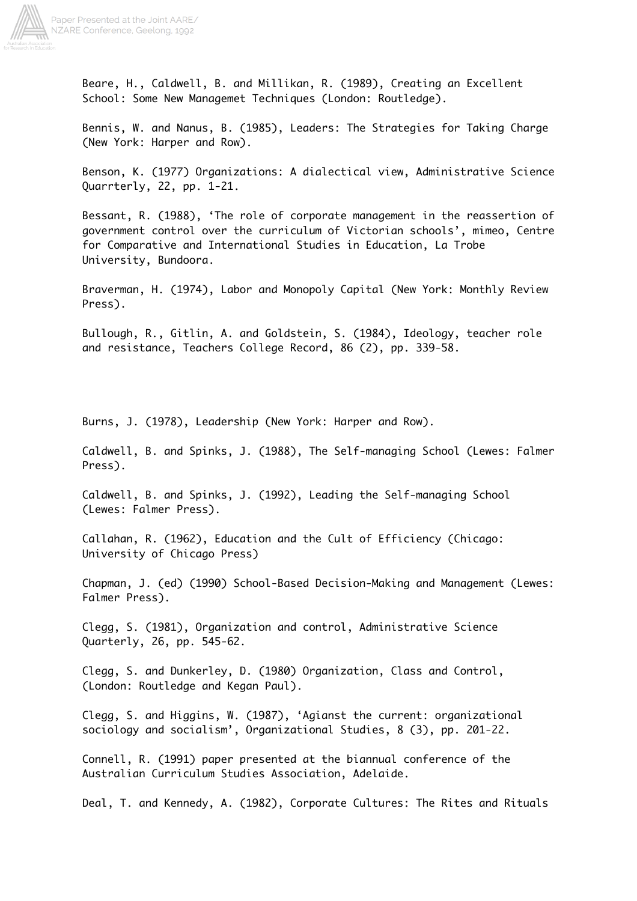Beare, H., Caldwell, B. and Millikan, R. (1989), Creating an Excellent School: Some New Managemet Techniques (London: Routledge).

Bennis, W. and Nanus, B. (1985), Leaders: The Strategies for Taking Charge (New York: Harper and Row).

Benson, K. (1977) Organizations: A dialectical view, Administrative Science Quarrterly, 22, pp. 1-21.

Bessant, R. (1988), 'The role of corporate management in the reassertion of government control over the curriculum of Victorian schools', mimeo, Centre for Comparative and International Studies in Education, La Trobe University, Bundoora.

Braverman, H. (1974), Labor and Monopoly Capital (New York: Monthly Review Press).

Bullough, R., Gitlin, A. and Goldstein, S. (1984), Ideology, teacher role and resistance, Teachers College Record, 86 (2), pp. 339-58.

Burns, J. (1978), Leadership (New York: Harper and Row).

Caldwell, B. and Spinks, J. (1988), The Self-managing School (Lewes: Falmer Press).

Caldwell, B. and Spinks, J. (1992), Leading the Self-managing School (Lewes: Falmer Press).

Callahan, R. (1962), Education and the Cult of Efficiency (Chicago: University of Chicago Press)

Chapman, J. (ed) (1990) School-Based Decision-Making and Management (Lewes: Falmer Press).

Clegg, S. (1981), Organization and control, Administrative Science Quarterly, 26, pp. 545-62.

Clegg, S. and Dunkerley, D. (1980) Organization, Class and Control, (London: Routledge and Kegan Paul).

Clegg, S. and Higgins, W. (1987), 'Agianst the current: organizational sociology and socialism', Organizational Studies, 8 (3), pp. 201-22.

Connell, R. (1991) paper presented at the biannual conference of the Australian Curriculum Studies Association, Adelaide.

Deal, T. and Kennedy, A. (1982), Corporate Cultures: The Rites and Rituals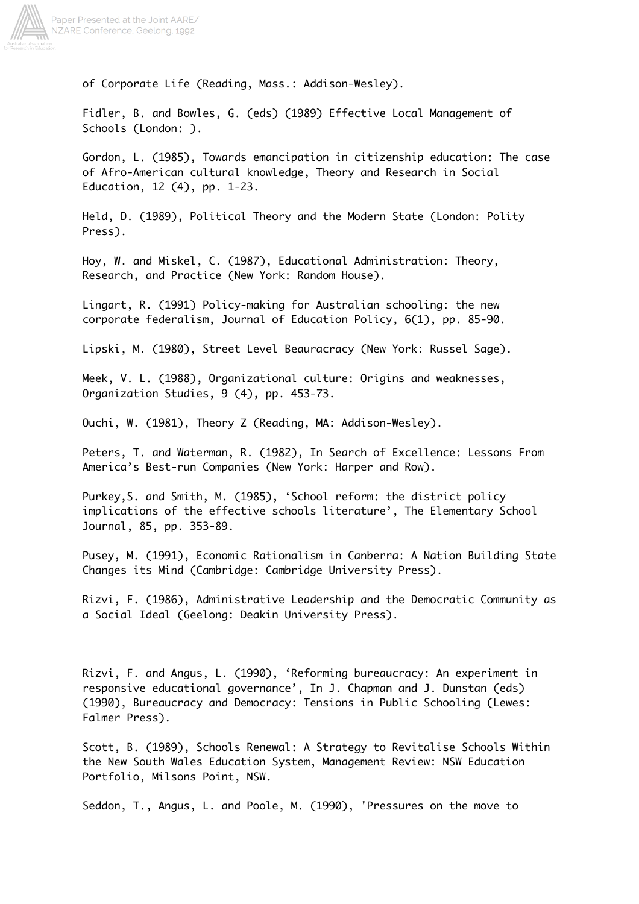of Corporate Life (Reading, Mass.: Addison-Wesley).

Fidler, B. and Bowles, G. (eds) (1989) Effective Local Management of Schools (London: ).

Gordon, L. (1985), Towards emancipation in citizenship education: The case of Afro-American cultural knowledge, Theory and Research in Social Education, 12 (4), pp. 1-23.

Held, D. (1989), Political Theory and the Modern State (London: Polity Press).

Hoy, W. and Miskel, C. (1987), Educational Administration: Theory, Research, and Practice (New York: Random House).

Lingart, R. (1991) Policy-making for Australian schooling: the new corporate federalism, Journal of Education Policy, 6(1), pp. 85-90.

Lipski, M. (1980), Street Level Beauracracy (New York: Russel Sage).

Meek, V. L. (1988), Organizational culture: Origins and weaknesses, Organization Studies, 9 (4), pp. 453-73.

Ouchi, W. (1981), Theory Z (Reading, MA: Addison-Wesley).

Peters, T. and Waterman, R. (1982), In Search of Excellence: Lessons From America's Best-run Companies (New York: Harper and Row).

Purkey,S. and Smith, M. (1985), 'School reform: the district policy implications of the effective schools literature', The Elementary School Journal, 85, pp. 353-89.

Pusey, M. (1991), Economic Rationalism in Canberra: A Nation Building State Changes its Mind (Cambridge: Cambridge University Press).

Rizvi, F. (1986), Administrative Leadership and the Democratic Community as a Social Ideal (Geelong: Deakin University Press).

Rizvi, F. and Angus, L. (1990), 'Reforming bureaucracy: An experiment in responsive educational governance', In J. Chapman and J. Dunstan (eds) (1990), Bureaucracy and Democracy: Tensions in Public Schooling (Lewes: Falmer Press).

Scott, B. (1989), Schools Renewal: A Strategy to Revitalise Schools Within the New South Wales Education System, Management Review: NSW Education Portfolio, Milsons Point, NSW.

Seddon, T., Angus, L. and Poole, M. (1990), 'Pressures on the move to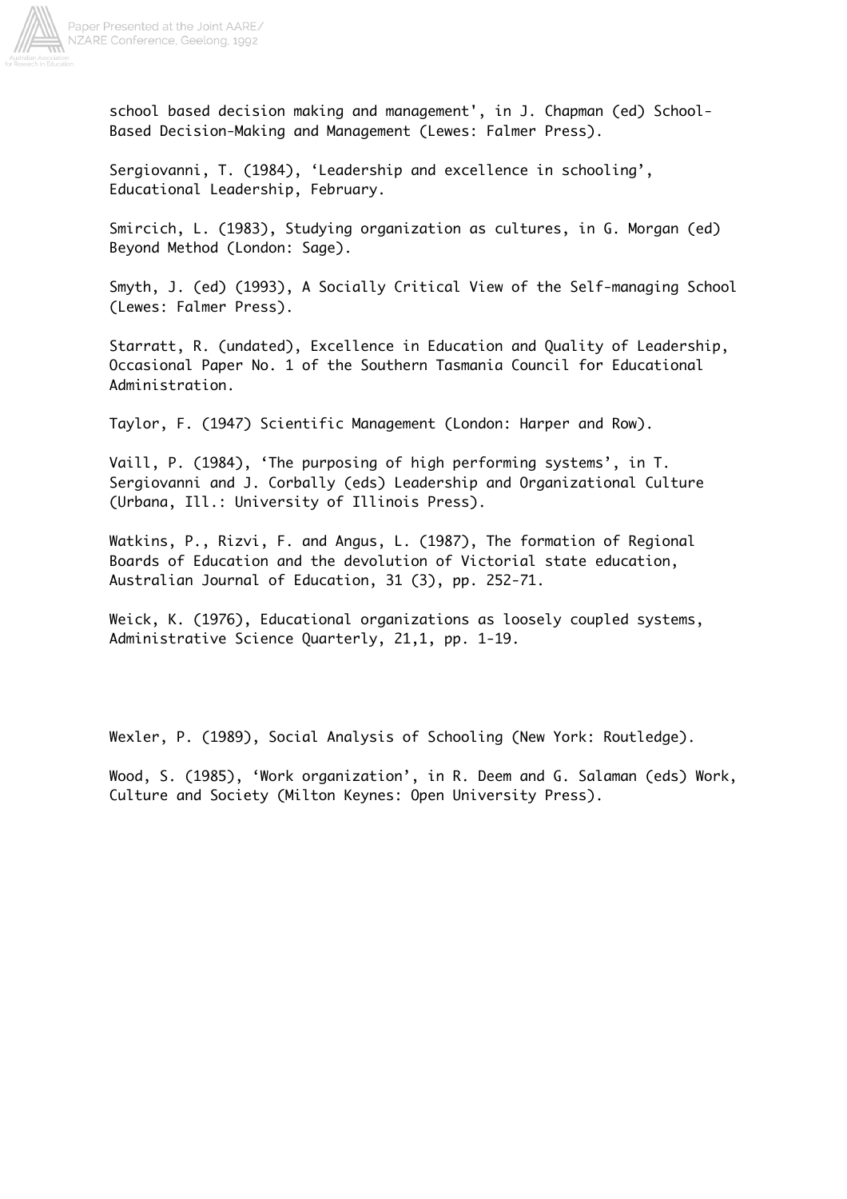school based decision making and management', in J. Chapman (ed) School-Based Decision-Making and Management (Lewes: Falmer Press).

Sergiovanni, T. (1984), 'Leadership and excellence in schooling', Educational Leadership, February.

Smircich, L. (1983), Studying organization as cultures, in G. Morgan (ed) Beyond Method (London: Sage).

Smyth, J. (ed) (1993), A Socially Critical View of the Self-managing School (Lewes: Falmer Press).

Starratt, R. (undated), Excellence in Education and Quality of Leadership, Occasional Paper No. 1 of the Southern Tasmania Council for Educational Administration.

Taylor, F. (1947) Scientific Management (London: Harper and Row).

Vaill, P. (1984), 'The purposing of high performing systems', in T. Sergiovanni and J. Corbally (eds) Leadership and Organizational Culture (Urbana, Ill.: University of Illinois Press).

Watkins, P., Rizvi, F. and Angus, L. (1987), The formation of Regional Boards of Education and the devolution of Victorial state education, Australian Journal of Education, 31 (3), pp. 252-71.

Weick, K. (1976), Educational organizations as loosely coupled systems, Administrative Science Quarterly, 21,1, pp. 1-19.

Wexler, P. (1989), Social Analysis of Schooling (New York: Routledge).

Wood, S. (1985), 'Work organization', in R. Deem and G. Salaman (eds) Work, Culture and Society (Milton Keynes: Open University Press).